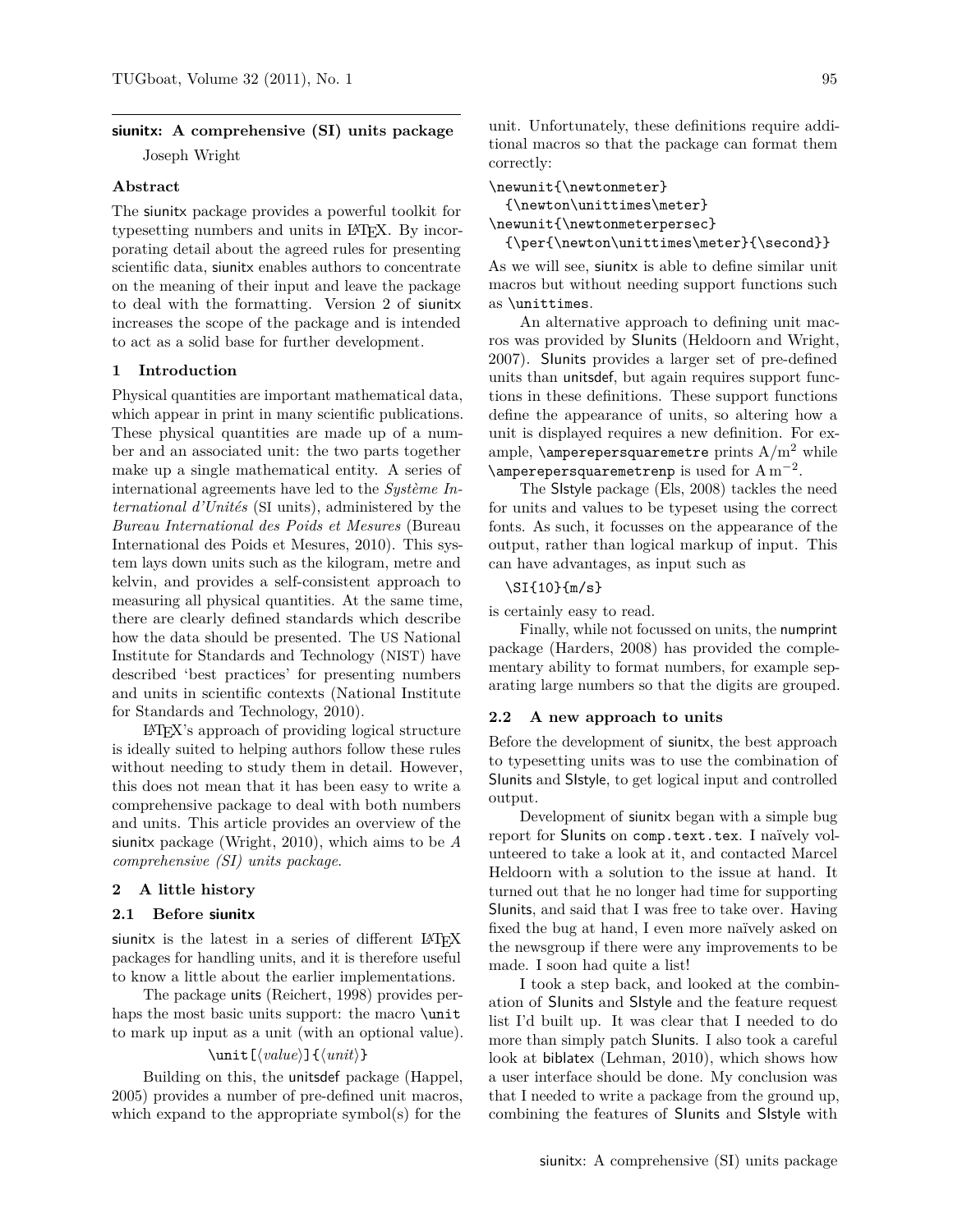**siunitx: A comprehensive (SI) units package**

Joseph Wright

### Abstract

The siunitx package provides a powerful toolkit for typesetting numbers and units in LaTeX. By incorporating detail about the agreed rules for presenting scientific data, siunitx enables authors to concentrate on the meaning of their input and leave the package to deal with the formatting. Version 2 of siunitx increases the scope of the package and is intended to act as a solid base for further development.

## 1 Introduction

Physical quantities are important mathematical data, which appear in print in many scientific publications. These physical quantities are made up of a number and an associated unit: the two parts together make up a single mathematical entity. A series of international agreements have led to the *Système International d'Unités* (SI units), administered by the *Bureau International des Poids et Mesures* (Bureau International des Poids et Mesures, 2010). This system lays down units such as the kilogram, metre and kelvin, and provides a self-consistent approach to measuring all physical quantities. At the same time, there are clearly defined standards which describe how the data should be presented. The US National Institute for Standards and Technology (NIST) have described 'best practices' for presenting numbers and units in scientific contexts (National Institute for Standards and Technology, 2010).

LaTeX's approach of providing logical structure is ideally suited to helping authors follow these rules without needing to study them in detail. However, this does not mean that it has been easy to write a comprehensive package to deal with both numbers and units. This article provides an overview of the siunitx package (Wright, 2010), which aims to be *A comprehensive (SI) units package*.

## 2 A little history

### 2.1 Before siunitx

siunitx is the latest in a series of different LaTeX packages for handling units, and it is therefore useful to know a little about the earlier implementations.

The package units (Reichert, 1998) provides perhaps the most basic units support: the macro `\unit` to mark up input as a unit (with an optional value).

```
\unit[⟨value⟩]{⟨unit⟩}
```

Building on this, the unitsdef package (Happel, 2005) provides a number of pre-defined unit macros, which expand to the appropriate symbol(s) for the unit. Unfortunately, these definitions require additional macros so that the package can format them correctly:

```
\newunit{\newtonmeter}
  {\newton\unittimes\meter}
\newunit{\newtonmeterpersec}
  {\per{\newton\unittimes\meter}{\second}}
```

As we will see, siunitx is able to define similar unit macros but without needing support functions such as `\unittimes`.

An alternative approach to defining unit macros was provided by SIunits (Heldoorn and Wright, 2007). SIunits provides a larger set of pre-defined units than unitsdef, but again requires support functions in these definitions. These support functions define the appearance of units, so altering how a unit is displayed requires a new definition. For example, `\amperepersquaremetre` prints $\mathrm{A/m^2}$ while `\amperepersquaremetrenp` is used for $\mathrm{A\,m^{-2}}$.

The SIstyle package (Els, 2008) tackles the need for units and values to be typeset using the correct fonts. As such, it focusses on the appearance of the output, rather than logical markup of input. This can have advantages, as input such as

```
\SI{10}{m/s}
```

is certainly easy to read.

Finally, while not focussed on units, the numprint package (Harders, 2008) has provided the complementary ability to format numbers, for example separating large numbers so that the digits are grouped.

### 2.2 A new approach to units

Before the development of siunitx, the best approach to typesetting units was to use the combination of SIunits and SIstyle, to get logical input and controlled output.

Development of siunitx began with a simple bug report for SIunits on `comp.text.tex`. I naïvely volunteered to take a look at it, and contacted Marcel Heldoorn with a solution to the issue at hand. It turned out that he no longer had time for supporting SIunits, and said that I was free to take over. Having fixed the bug at hand, I even more naïvely asked on the newsgroup if there were any improvements to be made. I soon had quite a list!

I took a step back, and looked at the combination of SIunits and SIstyle and the feature request list I'd built up. It was clear that I needed to do more than simply patch SIunits. I also took a careful look at biblatex (Lehman, 2010), which shows how a user interface should be done. My conclusion was that I needed to write a package from the ground up, combining the features of SIunits and SIstyle with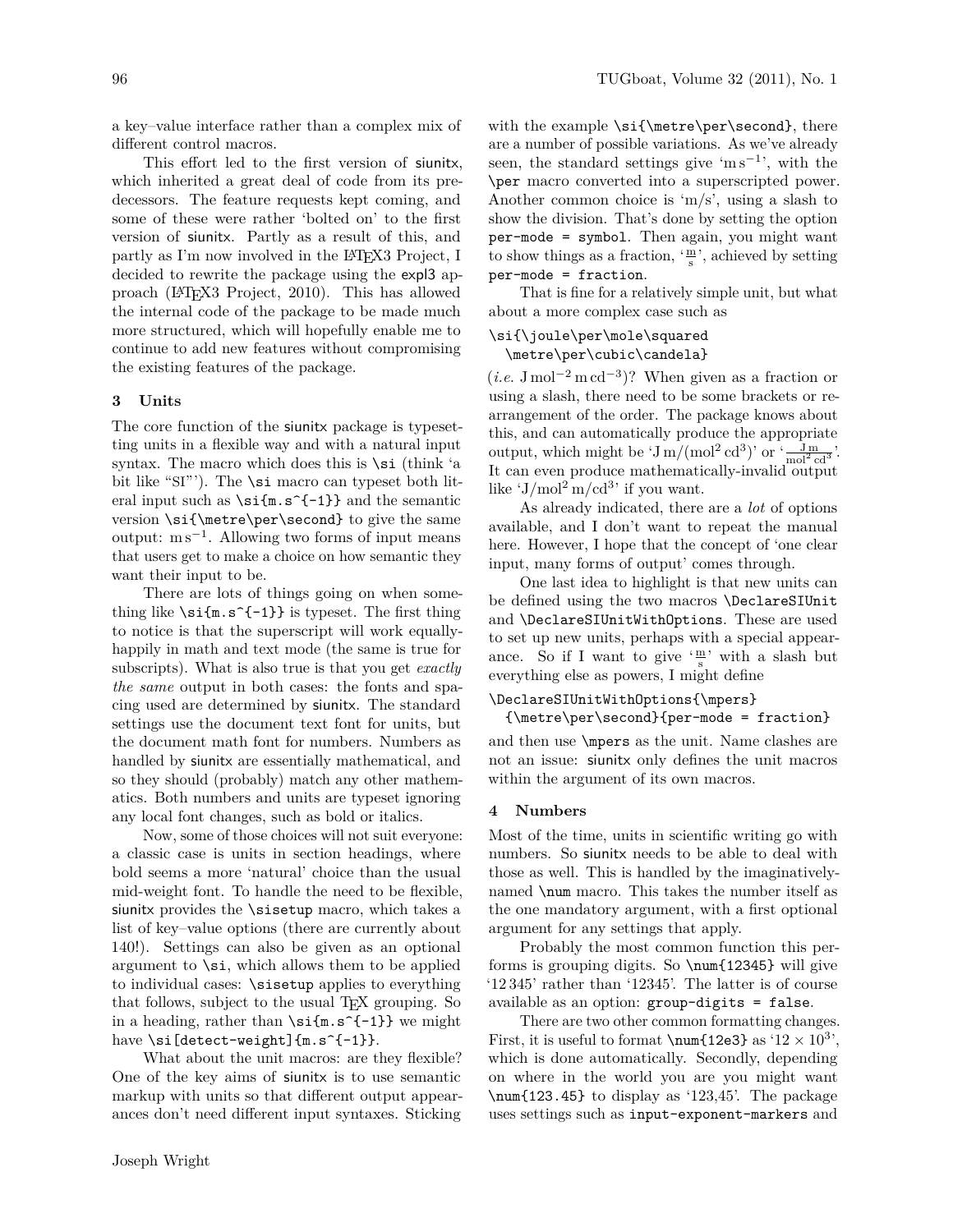a key–value interface rather than a complex mix of different control macros.

This effort led to the first version of siunitx, which inherited a great deal of code from its predecessors. The feature requests kept coming, and some of these were rather 'bolted on' to the first version of siunitx. Partly as a result of this, and partly as I'm now involved in the LaTeX3 Project, I decided to rewrite the package using the expl3 approach (LaTeX3 Project, 2010). This has allowed the internal code of the package to be made much more structured, which will hopefully enable me to continue to add new features without compromising the existing features of the package.

## 3 Units

The core function of the siunitx package is typesetting units in a flexible way and with a natural input syntax. The macro which does this is `\si` (think 'a bit like "SI"'). The `\si` macro can typeset both literal input such as `\si{m.s^{-1}}` and the semantic version `\si{\metre\per\second}` to give the same output: $\mathrm{m\,s^{-1}}$. Allowing two forms of input means that users get to make a choice on how semantic they want their input to be.

There are lots of things going on when something like `\si{m.s^{-1}}` is typeset. The first thing to notice is that the superscript will work equally-happily in math and text mode (the same is true for subscripts). What is also true is that you get *exactly the same* output in both cases: the fonts and spacing used are determined by siunitx. The standard settings use the document text font for units, but the document math font for numbers. Numbers as handled by siunitx are essentially mathematical, and so they should (probably) match any other mathematics. Both numbers and units are typeset ignoring any local font changes, such as bold or italics.

Now, some of those choices will not suit everyone: a classic case is units in section headings, where bold seems a more 'natural' choice than the usual mid-weight font. To handle the need to be flexible, siunitx provides the `\sisetup` macro, which takes a list of key–value options (there are currently about 140!). Settings can also be given as an optional argument to `\si`, which allows them to be applied to individual cases: `\sisetup` applies to everything that follows, subject to the usual TeX grouping. So in a heading, rather than `\si{m.s^{-1}}` we might have `\si[detect-weight]{m.s^{-1}}`.

What about the unit macros: are they flexible? One of the key aims of siunitx is to use semantic markup with units so that different output appearances don't need different input syntaxes. Sticking with the example `\si{\metre\per\second}`, there are a number of possible variations. As we've already seen, the standard settings give '$\mathrm{m\,s^{-1}}$', with the `\per` macro converted into a superscripted power. Another common choice is 'm/s', using a slash to show the division. That's done by setting the option `per-mode = symbol`. Then again, you might want to show things as a fraction, '$\frac{\mathrm{m}}{\mathrm{s}}$', achieved by setting `per-mode = fraction`.

That is fine for a relatively simple unit, but what about a more complex case such as

```
\si{\joule\per\mole\squared
  \metre\per\cubic\candela}
```

(*i.e.* $\mathrm{J\,mol^{-2}\,m\,cd^{-3}}$)? When given as a fraction or using a slash, there need to be some brackets or rearrangement of the order. The package knows about this, and can automatically produce the appropriate output, which might be '$\mathrm{J\,m/(mol^2\,cd^3)}$' or '$\frac{\mathrm{J\,m}}{\mathrm{mol^2\,cd^3}}$'. It can even produce mathematically-invalid output like '$\mathrm{J/mol^2\,m/cd^3}$' if you want.

As already indicated, there are a *lot* of options available, and I don't want to repeat the manual here. However, I hope that the concept of 'one clear input, many forms of output' comes through.

One last idea to highlight is that new units can be defined using the two macros `\DeclareSIUnit` and `\DeclareSIUnitWithOptions`. These are used to set up new units, perhaps with a special appearance. So if I want to give '$\frac{\mathrm{m}}{\mathrm{s}}$' with a slash but everything else as powers, I might define

```
\DeclareSIUnitWithOptions{\mpers}
  {\metre\per\second}{per-mode = fraction}
```

and then use `\mpers` as the unit. Name clashes are not an issue: siunitx only defines the unit macros within the argument of its own macros.

## 4 Numbers

Most of the time, units in scientific writing go with numbers. So siunitx needs to be able to deal with those as well. This is handled by the imaginatively-named `\num` macro. This takes the number itself as the one mandatory argument, with a first optional argument for any settings that apply.

Probably the most common function this performs is grouping digits. So `\num{12345}` will give '12 345' rather than '12345'. The latter is of course available as an option: `group-digits = false`.

There are two other common formatting changes. First, it is useful to format `\num{12e3}` as '$12 \times 10^3$', which is done automatically. Secondly, depending on where in the world you are you might want `\num{123.45}` to display as '123,45'. The package uses settings such as `input-exponent-markers` and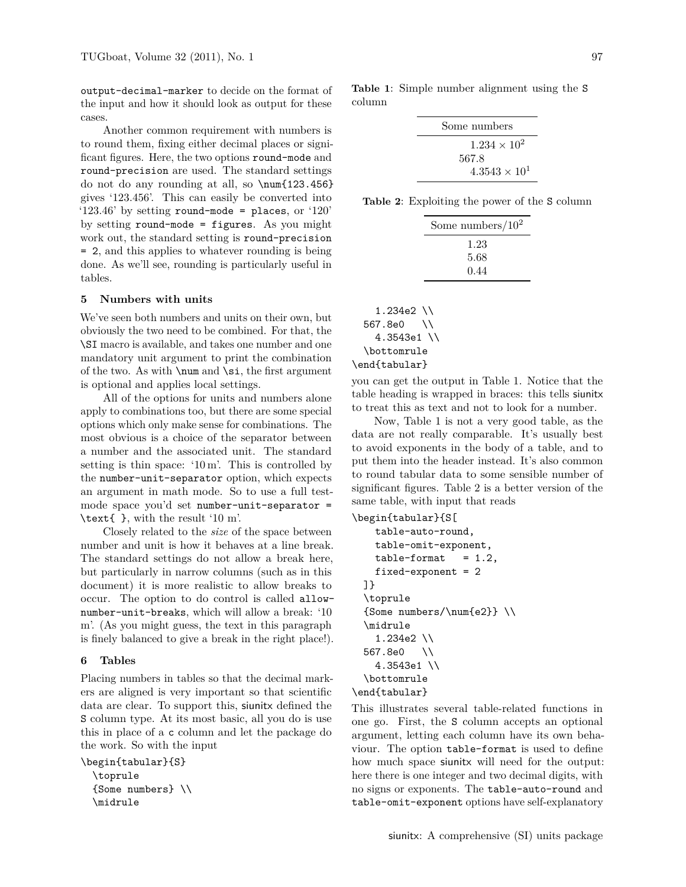output-decimal-marker to decide on the format of the input and how it should look as output for these cases.

Another common requirement with numbers is to round them, fixing either decimal places or significant figures. Here, the two options round-mode and round-precision are used. The standard settings do not do any rounding at all, so \num{123.456} gives '123.456'. This can easily be converted into '123.46' by setting round-mode = places, or '120' by setting round-mode = figures. As you might work out, the standard setting is round-precision = 2, and this applies to whatever rounding is being done. As we'll see, rounding is particularly useful in tables.

## 5 Numbers with units

We've seen both numbers and units on their own, but obviously the two need to be combined. For that, the \SI macro is available, and takes one number and one mandatory unit argument to print the combination of the two. As with \num and \si, the first argument is optional and applies local settings.

All of the options for units and numbers alone apply to combinations too, but there are some special options which only make sense for combinations. The most obvious is a choice of the separator between a number and the associated unit. The standard setting is thin space: '10 m'. This is controlled by the number-unit-separator option, which expects an argument in math mode. So to use a full text-mode space you'd set number-unit-separator = \text{ }, with the result '10 m'.

Closely related to the *size* of the space between number and unit is how it behaves at a line break. The standard settings do not allow a break here, but particularly in narrow columns (such as in this document) it is more realistic to allow breaks to occur. The option to do control is called allow-number-unit-breaks, which will allow a break: '10 m'. (As you might guess, the text in this paragraph is finely balanced to give a break in the right place!).

## 6 Tables

Placing numbers in tables so that the decimal markers are aligned is very important so that scientific data are clear. To support this, siunitx defined the S column type. At its most basic, all you do is use this in place of a c column and let the package do the work. So with the input

```
\begin{tabular}{S}
  \toprule
  {Some numbers} \\
  \midrule
    1.234e2 \\
  567.8e0   \\
    4.3543e1 \\
  \bottomrule
\end{tabular}
```

**Table 1**: Simple number alignment using the S column

| Some numbers |
|---|
| $1.234 \times 10^2$ |
| 567.8 |
| $4.3543 \times 10^1$ |

**Table 2**: Exploiting the power of the S column

| Some numbers/$10^2$ |
|---|
| 1.23 |
| 5.68 |
| 0.44 |

you can get the output in Table 1. Notice that the table heading is wrapped in braces: this tells siunitx to treat this as text and not to look for a number.

Now, Table 1 is not a very good table, as the data are not really comparable. It's usually best to avoid exponents in the body of a table, and to put them into the header instead. It's also common to round tabular data to some sensible number of significant figures. Table 2 is a better version of the same table, with input that reads

```
\begin{tabular}{S[
    table-auto-round,
    table-omit-exponent,
    table-format   = 1.2,
    fixed-exponent = 2
  ]}
  \toprule
  {Some numbers/\num{e2}} \\
  \midrule
    1.234e2 \\
  567.8e0   \\
    4.3543e1 \\
  \bottomrule
\end{tabular}
```

This illustrates several table-related functions in one go. First, the S column accepts an optional argument, letting each column have its own behaviour. The option table-format is used to define how much space siunitx will need for the output: here there is one integer and two decimal digits, with no signs or exponents. The table-auto-round and table-omit-exponent options have self-explanatory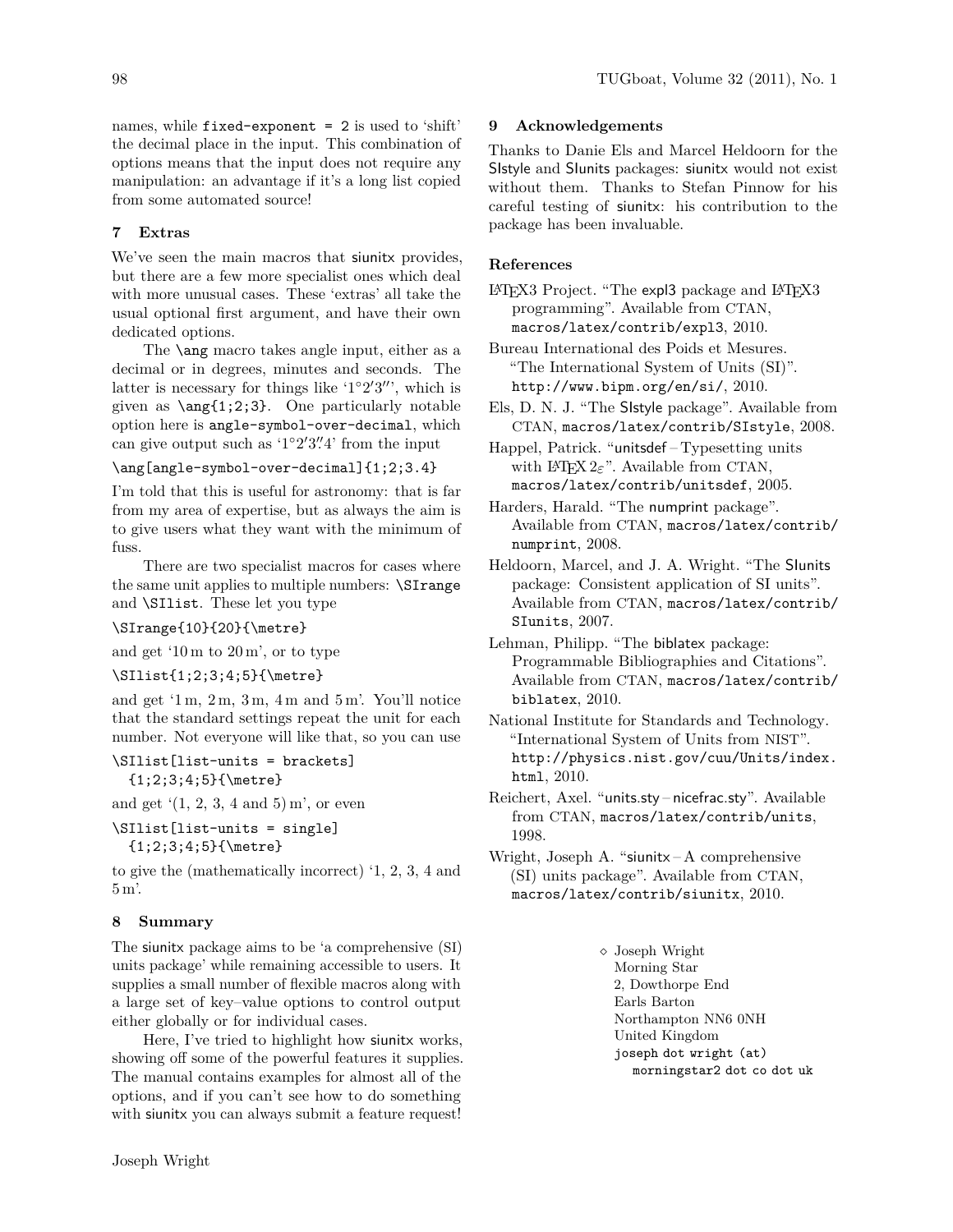names, while `fixed-exponent = 2` is used to 'shift' the decimal place in the input. This combination of options means that the input does not require any manipulation: an advantage if it's a long list copied from some automated source!

## 7 Extras

We've seen the main macros that siunitx provides, but there are a few more specialist ones which deal with more unusual cases. These 'extras' all take the usual optional first argument, and have their own dedicated options.

The `\ang` macro takes angle input, either as a decimal or in degrees, minutes and seconds. The latter is necessary for things like '1°2′3″', which is given as `\ang{1;2;3}`. One particularly notable option here is `angle-symbol-over-decimal`, which can give output such as '1°2′3.″4' from the input

```
\ang[angle-symbol-over-decimal]{1;2;3.4}
```

I'm told that this is useful for astronomy: that is far from my area of expertise, but as always the aim is to give users what they want with the minimum of fuss.

There are two specialist macros for cases where the same unit applies to multiple numbers: `\SIrange` and `\SIlist`. These let you type

```
\SIrange{10}{20}{\metre}
```

and get '10 m to 20 m', or to type

```
\SIlist{1;2;3;4;5}{\metre}
```

and get '1 m, 2 m, 3 m, 4 m and 5 m'. You'll notice that the standard settings repeat the unit for each number. Not everyone will like that, so you can use

```
\SIlist[list-units = brackets]
  {1;2;3;4;5}{\metre}
```

and get '(1, 2, 3, 4 and 5) m', or even

```
\SIlist[list-units = single]
  {1;2;3;4;5}{\metre}
```

to give the (mathematically incorrect) '1, 2, 3, 4 and 5 m'.

## 8 Summary

The siunitx package aims to be 'a comprehensive (SI) units package' while remaining accessible to users. It supplies a small number of flexible macros along with a large set of key–value options to control output either globally or for individual cases.

Here, I've tried to highlight how siunitx works, showing off some of the powerful features it supplies. The manual contains examples for almost all of the options, and if you can't see how to do something with siunitx you can always submit a feature request!

## 9 Acknowledgements

Thanks to Danie Els and Marcel Heldoorn for the SIstyle and SIunits packages: siunitx would not exist without them. Thanks to Stefan Pinnow for his careful testing of siunitx: his contribution to the package has been invaluable.

## References

LaTeX3 Project. "The expl3 package and LaTeX3 programming". Available from CTAN, `macros/latex/contrib/expl3`, 2010.

Bureau International des Poids et Mesures. "The International System of Units (SI)". `http://www.bipm.org/en/si/`, 2010.

Els, D. N. J. "The SIstyle package". Available from CTAN, `macros/latex/contrib/SIstyle`, 2008.

Happel, Patrick. "unitsdef – Typesetting units with LaTeX 2ε". Available from CTAN, `macros/latex/contrib/unitsdef`, 2005.

Harders, Harald. "The numprint package". Available from CTAN, `macros/latex/contrib/numprint`, 2008.

Heldoorn, Marcel, and J. A. Wright. "The SIunits package: Consistent application of SI units". Available from CTAN, `macros/latex/contrib/SIunits`, 2007.

Lehman, Philipp. "The biblatex package: Programmable Bibliographies and Citations". Available from CTAN, `macros/latex/contrib/biblatex`, 2010.

National Institute for Standards and Technology. "International System of Units from NIST". `http://physics.nist.gov/cuu/Units/index.html`, 2010.

Reichert, Axel. "units.sty – nicefrac.sty". Available from CTAN, `macros/latex/contrib/units`, 1998.

Wright, Joseph A. "siunitx – A comprehensive (SI) units package". Available from CTAN, `macros/latex/contrib/siunitx`, 2010.

◇ Joseph Wright
Morning Star
2, Dowthorpe End
Earls Barton
Northampton NN6 0NH
United Kingdom
joseph dot wright (at) morningstar2 dot co dot uk